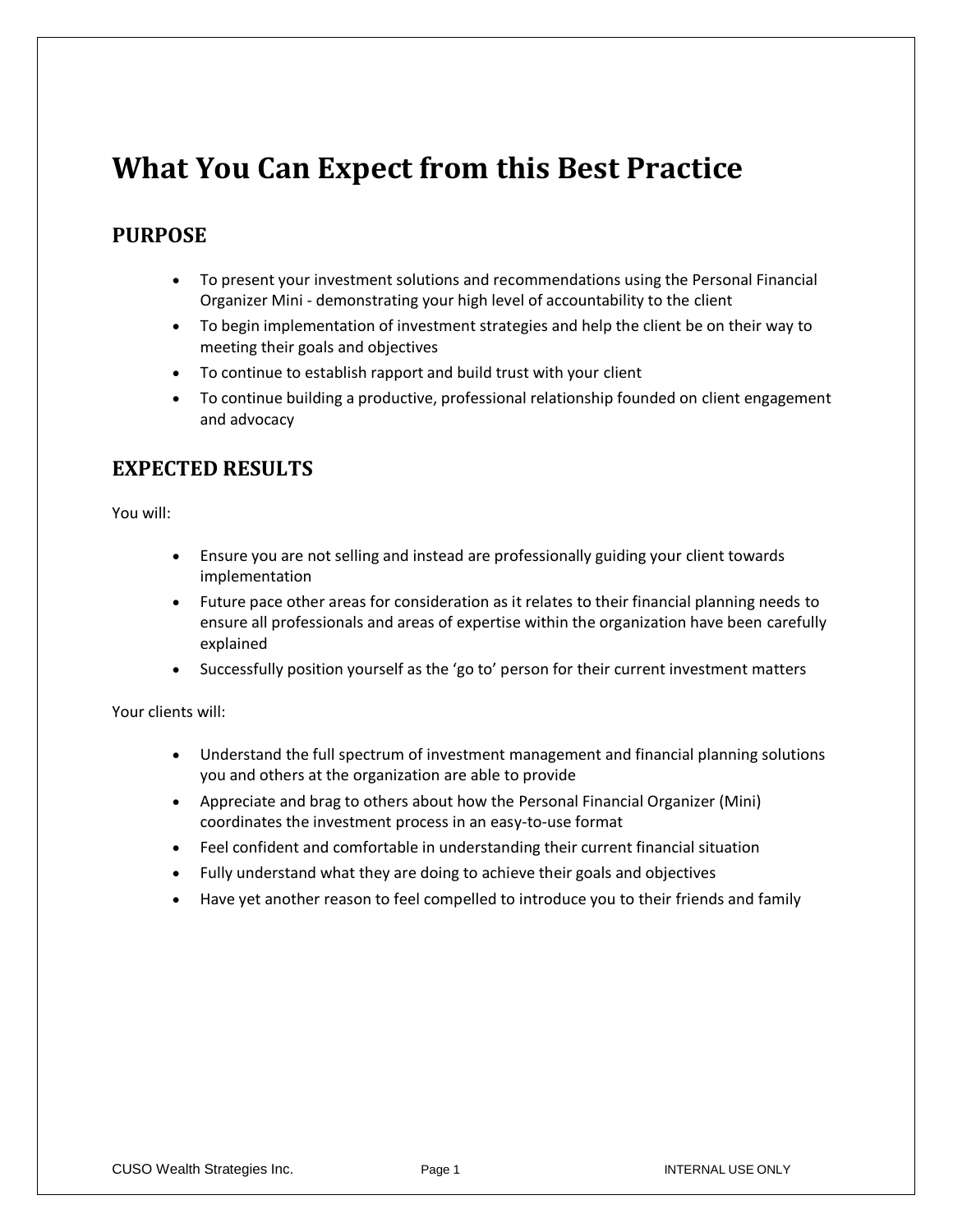# What You Can Expect from this Best Practice

## PURPOSE

- To present your investment solutions and recommendations using the Personal Financial Organizer Mini - demonstrating your high level of accountability to the client
- To begin implementation of investment strategies and help the client be on their way to meeting their goals and objectives
- To continue to establish rapport and build trust with your client
- To continue building a productive, professional relationship founded on client engagement and advocacy

## EXPECTED RESULTS

You will:

- Ensure you are not selling and instead are professionally guiding your client towards implementation
- Future pace other areas for consideration as it relates to their financial planning needs to ensure all professionals and areas of expertise within the organization have been carefully explained
- Successfully position yourself as the 'go to' person for their current investment matters

Your clients will:

- Understand the full spectrum of investment management and financial planning solutions you and others at the organization are able to provide
- Appreciate and brag to others about how the Personal Financial Organizer (Mini) coordinates the investment process in an easy-to-use format
- Feel confident and comfortable in understanding their current financial situation
- Fully understand what they are doing to achieve their goals and objectives
- Have yet another reason to feel compelled to introduce you to their friends and family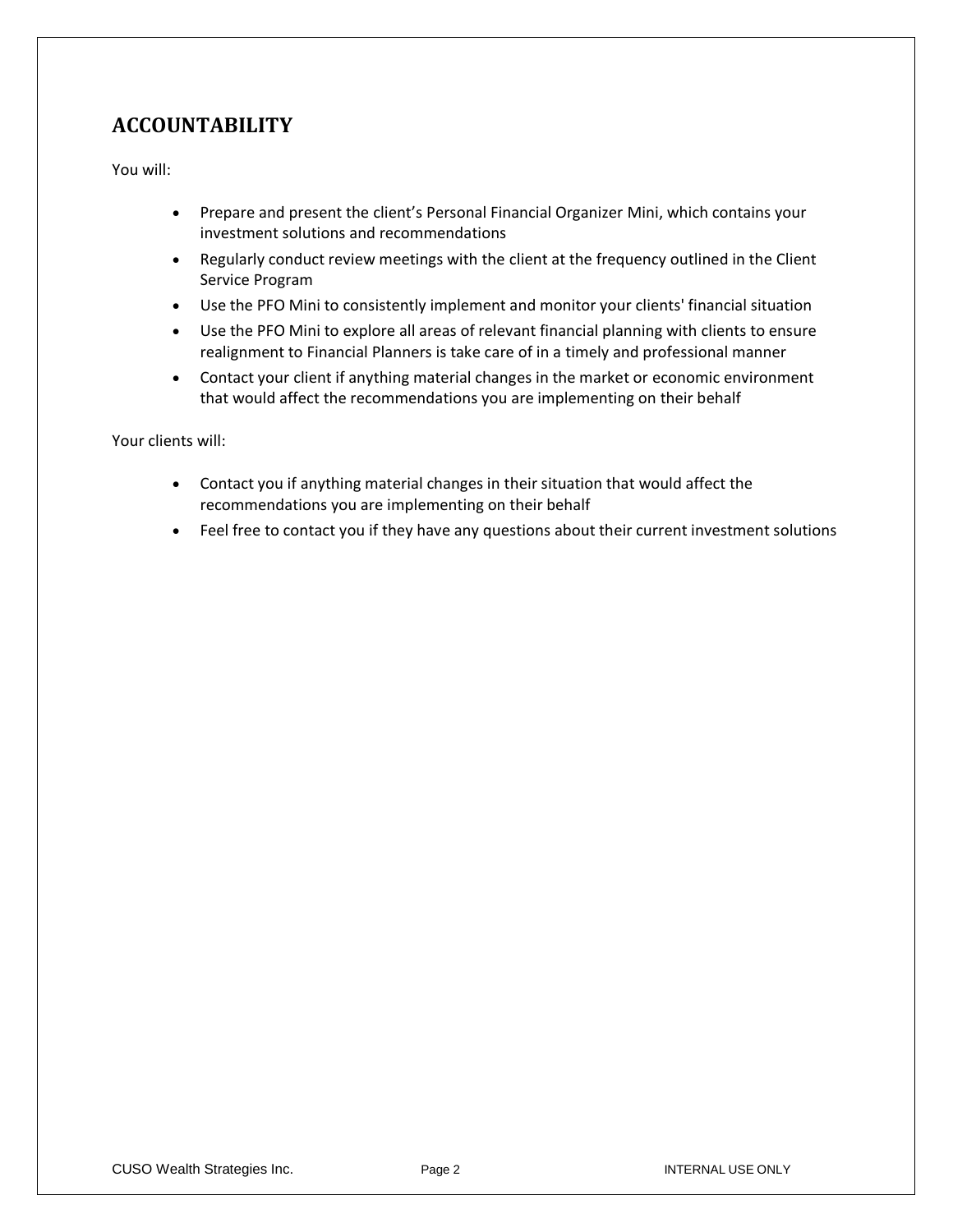## ACCOUNTABILITY

You will:

- Prepare and present the client's Personal Financial Organizer Mini, which contains your investment solutions and recommendations
- Regularly conduct review meetings with the client at the frequency outlined in the Client Service Program
- Use the PFO Mini to consistently implement and monitor your clients' financial situation
- Use the PFO Mini to explore all areas of relevant financial planning with clients to ensure realignment to Financial Planners is take care of in a timely and professional manner
- Contact your client if anything material changes in the market or economic environment that would affect the recommendations you are implementing on their behalf

Your clients will:

- Contact you if anything material changes in their situation that would affect the recommendations you are implementing on their behalf
- Feel free to contact you if they have any questions about their current investment solutions